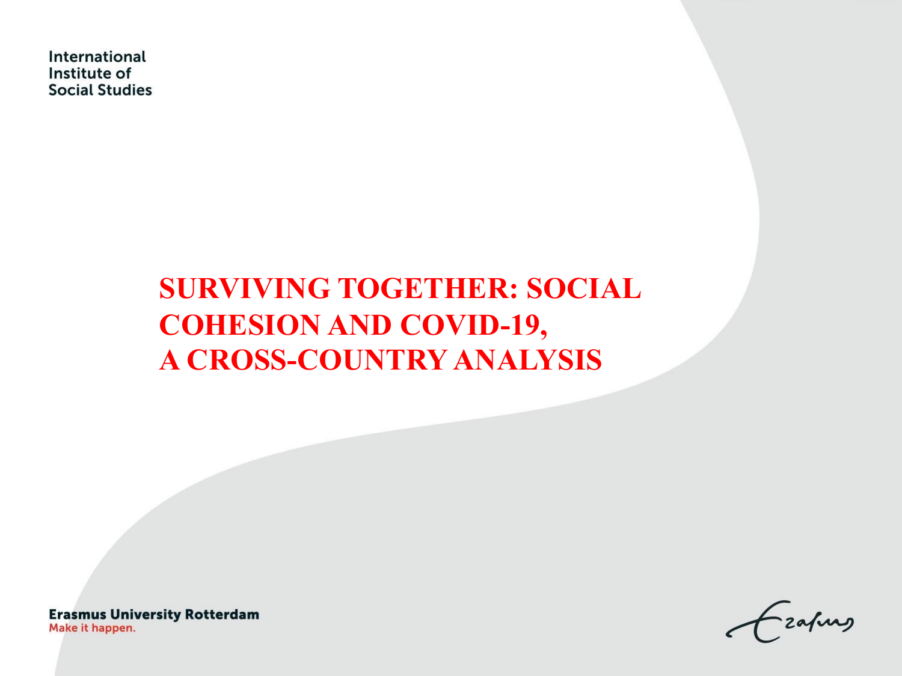International
Institute of
Social Studies

# SURVIVING TOGETHER: SOCIAL COHESION AND COVID-19, A CROSS-COUNTRY ANALYSIS

Erasmus University Rotterdam
Make it happen.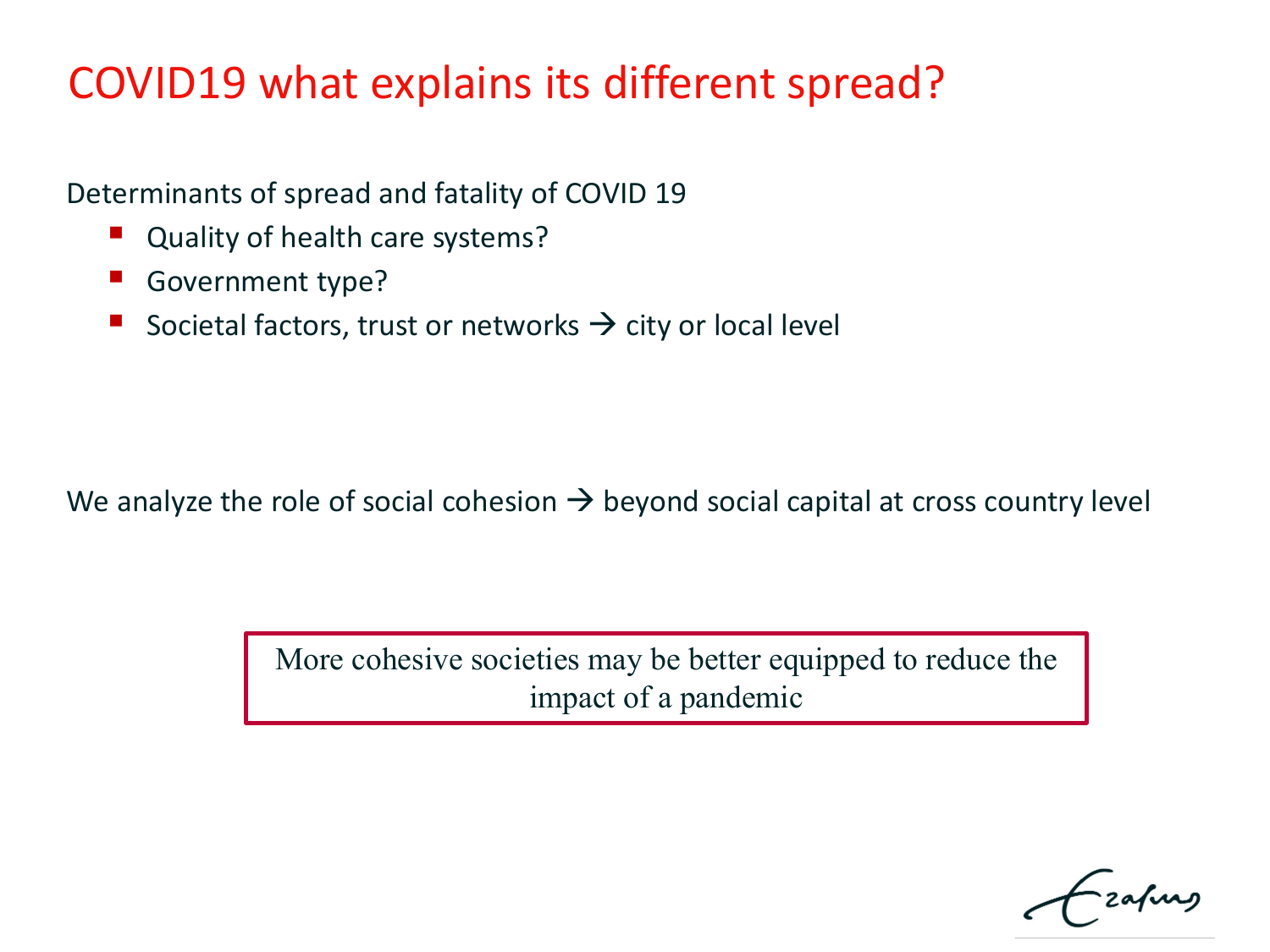# COVID19 what explains its different spread?

Determinants of spread and fatality of COVID 19

- Quality of health care systems?
- Government type?
- Societal factors, trust or networks → city or local level

We analyze the role of social cohesion → beyond social capital at cross country level

> More cohesive societies may be better equipped to reduce the impact of a pandemic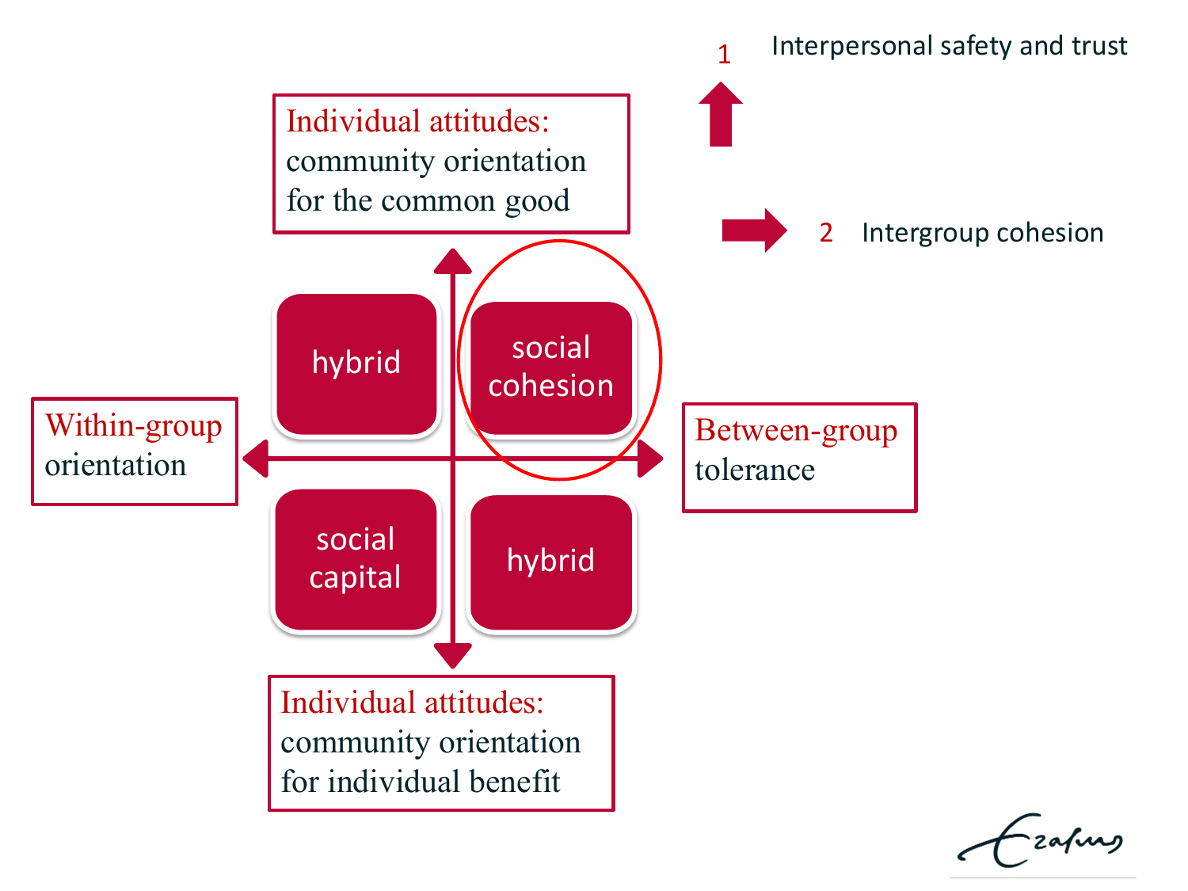1 Interpersonal safety and trust

2 Intergroup cohesion

**Individual attitudes:** community orientation for the common good

**Within-group** orientation

**Between-group** tolerance

**Individual attitudes:** community orientation for individual benefit

| | |
|---|---|
| hybrid | social cohesion |
| social capital | hybrid |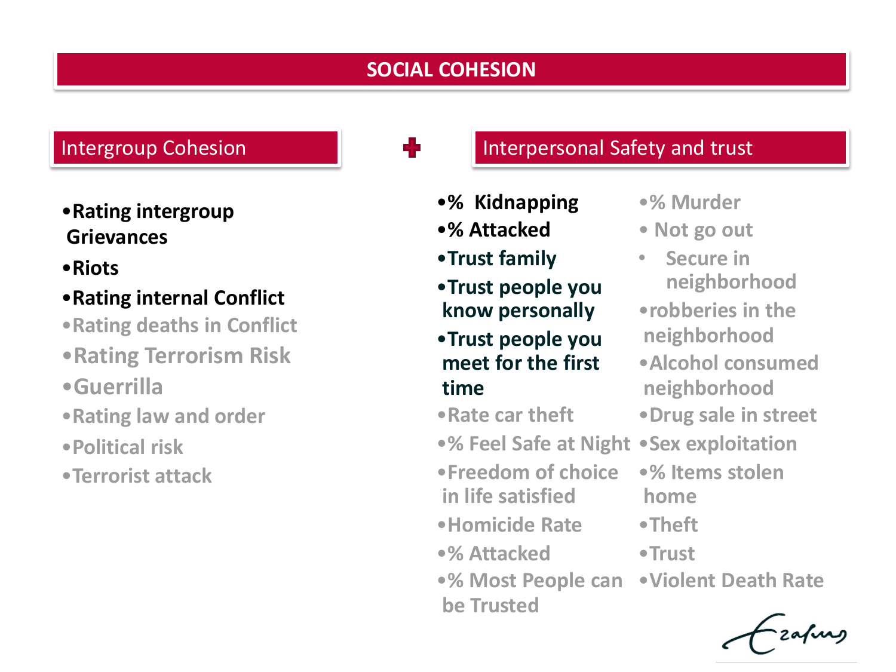# SOCIAL COHESION

## Intergroup Cohesion

- **Rating intergroup Grievances**
- **Riots**
- **Rating internal Conflict**
- Rating deaths in Conflict
- Rating Terrorism Risk
- Guerrilla
- Rating law and order
- Political risk
- Terrorist attack

➕

## Interpersonal Safety and trust

- **% Kidnapping**
- **% Attacked**
- **Trust family**
- **Trust people you know personally**
- **Trust people you meet for the first time**
- Rate car theft
- % Feel Safe at Night
- Freedom of choice in life satisfied
- Homicide Rate
- % Attacked
- % Most People can be Trusted
- % Murder
- Not go out
- Secure in neighborhood
- robberies in the neighborhood
- Alcohol consumed neighborhood
- Drug sale in street
- Sex exploitation
- % Items stolen home
- Theft
- Trust
- Violent Death Rate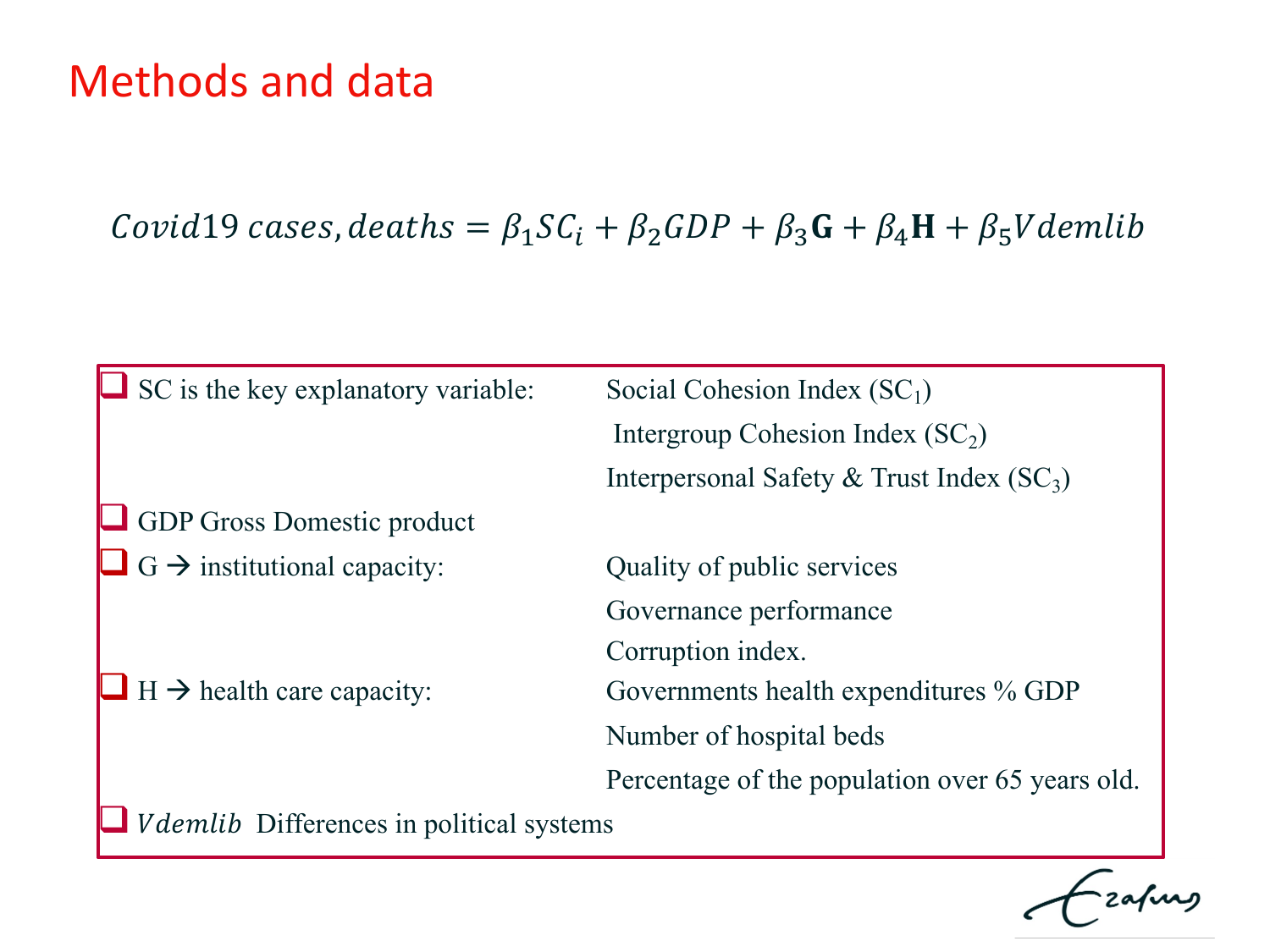# Methods and data

$$Covid19\ cases, deaths = \beta_1 SC_i + \beta_2 GDP + \beta_3 \mathbf{G} + \beta_4 \mathbf{H} + \beta_5 Vdemlib$$

- SC is the key explanatory variable:
  - Social Cohesion Index ($SC_1$)
  - Intergroup Cohesion Index ($SC_2$)
  - Interpersonal Safety & Trust Index ($SC_3$)
- GDP Gross Domestic product
- G → institutional capacity:
  - Quality of public services
  - Governance performance
  - Corruption index.
- H → health care capacity:
  - Governments health expenditures % GDP
  - Number of hospital beds
  - Percentage of the population over 65 years old.
- $Vdemlib$ Differences in political systems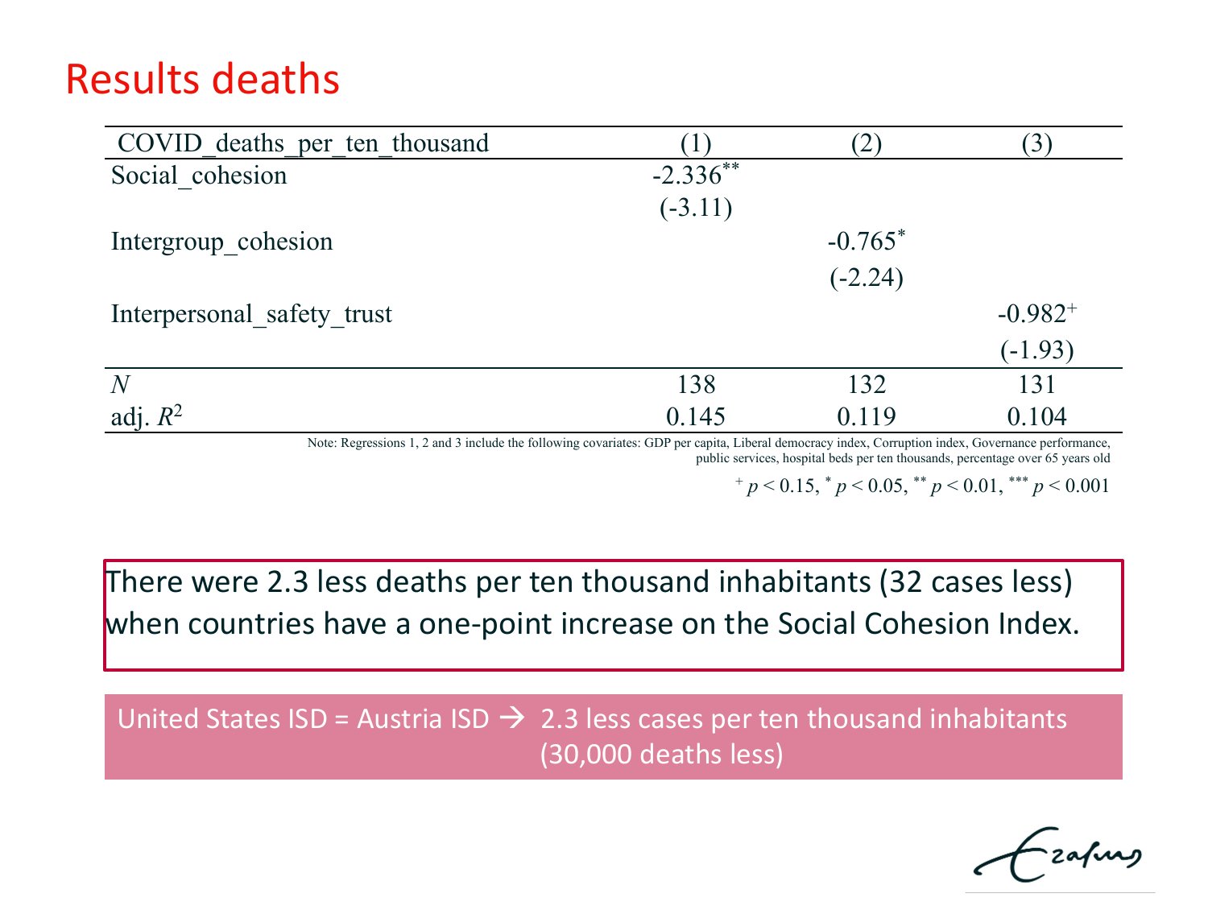# Results deaths

| COVID_deaths_per_ten_thousand | (1) | (2) | (3) |
|---|---|---|---|
| Social_cohesion | -2.336** | | |
| | (-3.11) | | |
| Intergroup_cohesion | | -0.765* | |
| | | (-2.24) | |
| Interpersonal_safety_trust | | | -0.982+ |
| | | | (-1.93) |
| *N* | 138 | 132 | 131 |
| adj. $R^2$ | 0.145 | 0.119 | 0.104 |

Note: Regressions 1, 2 and 3 include the following covariates: GDP per capita, Liberal democracy index, Corruption index, Governance performance, public services, hospital beds per ten thousands, percentage over 65 years old

$^{+}$ $p < 0.15$, $^{*}$ $p < 0.05$, $^{**}$ $p < 0.01$, $^{***}$ $p < 0.001$

There were 2.3 less deaths per ten thousand inhabitants (32 cases less) when countries have a one-point increase on the Social Cohesion Index.

United States ISD = Austria ISD → 2.3 less cases per ten thousand inhabitants (30,000 deaths less)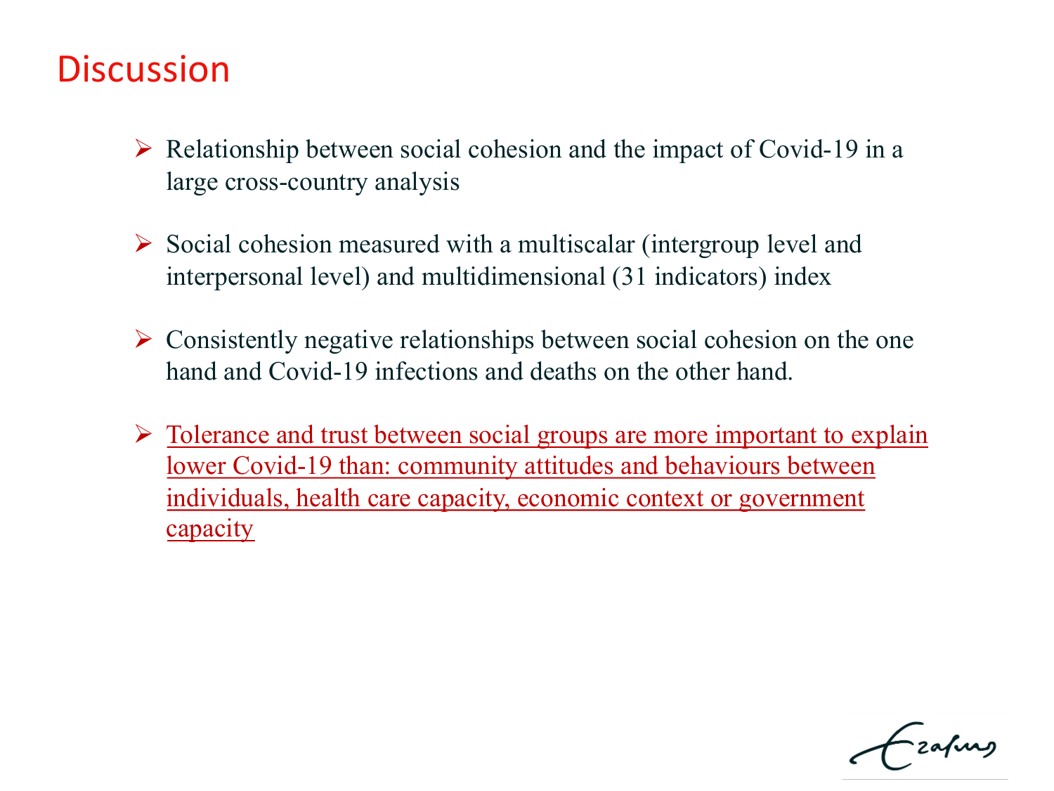# Discussion

- Relationship between social cohesion and the impact of Covid-19 in a large cross-country analysis

- Social cohesion measured with a multiscalar (intergroup level and interpersonal level) and multidimensional (31 indicators) index

- Consistently negative relationships between social cohesion on the one hand and Covid-19 infections and deaths on the other hand.

- <u>Tolerance and trust between social groups are more important to explain lower Covid-19 than: community attitudes and behaviours between individuals, health care capacity, economic context or government capacity</u>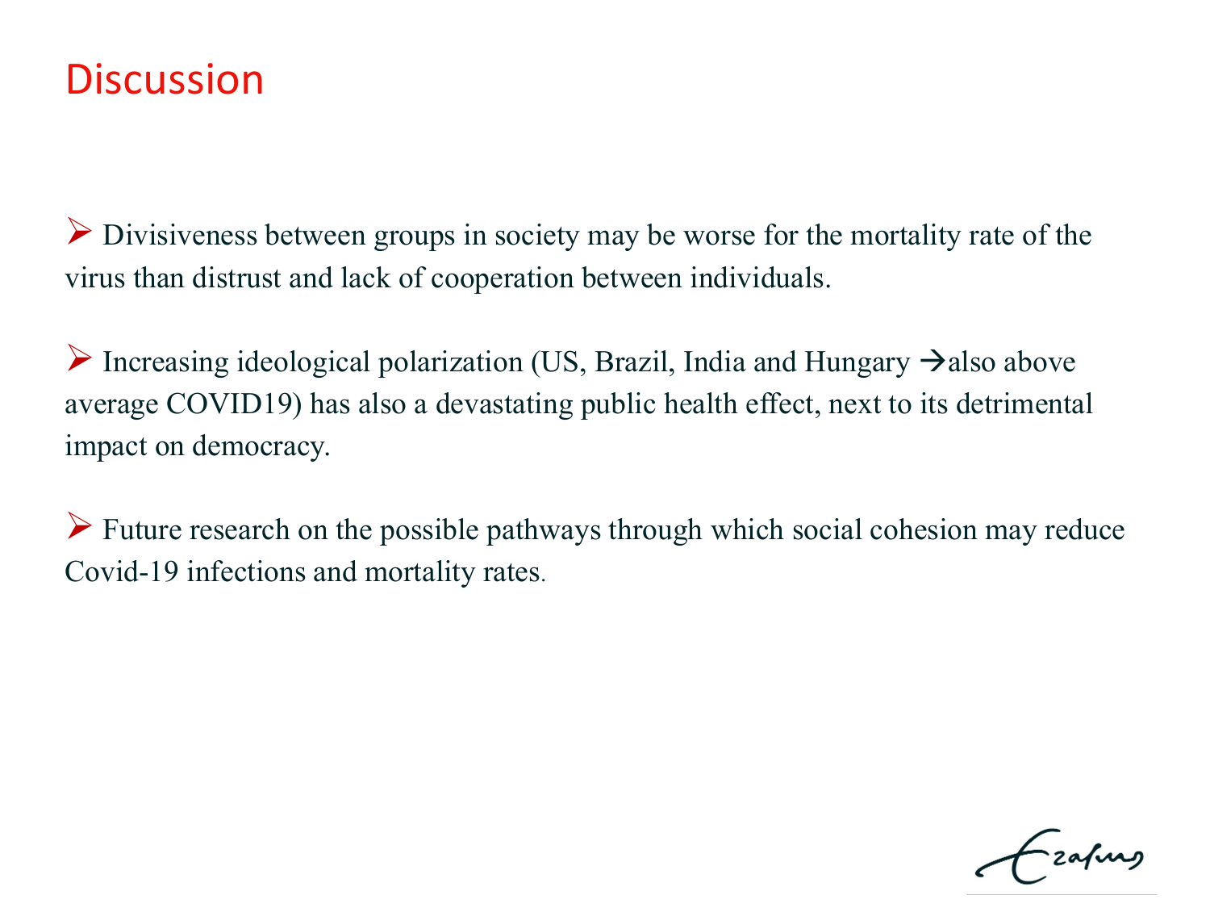# Discussion

- Divisiveness between groups in society may be worse for the mortality rate of the virus than distrust and lack of cooperation between individuals.

- Increasing ideological polarization (US, Brazil, India and Hungary →also above average COVID19) has also a devastating public health effect, next to its detrimental impact on democracy.

- Future research on the possible pathways through which social cohesion may reduce Covid-19 infections and mortality rates.